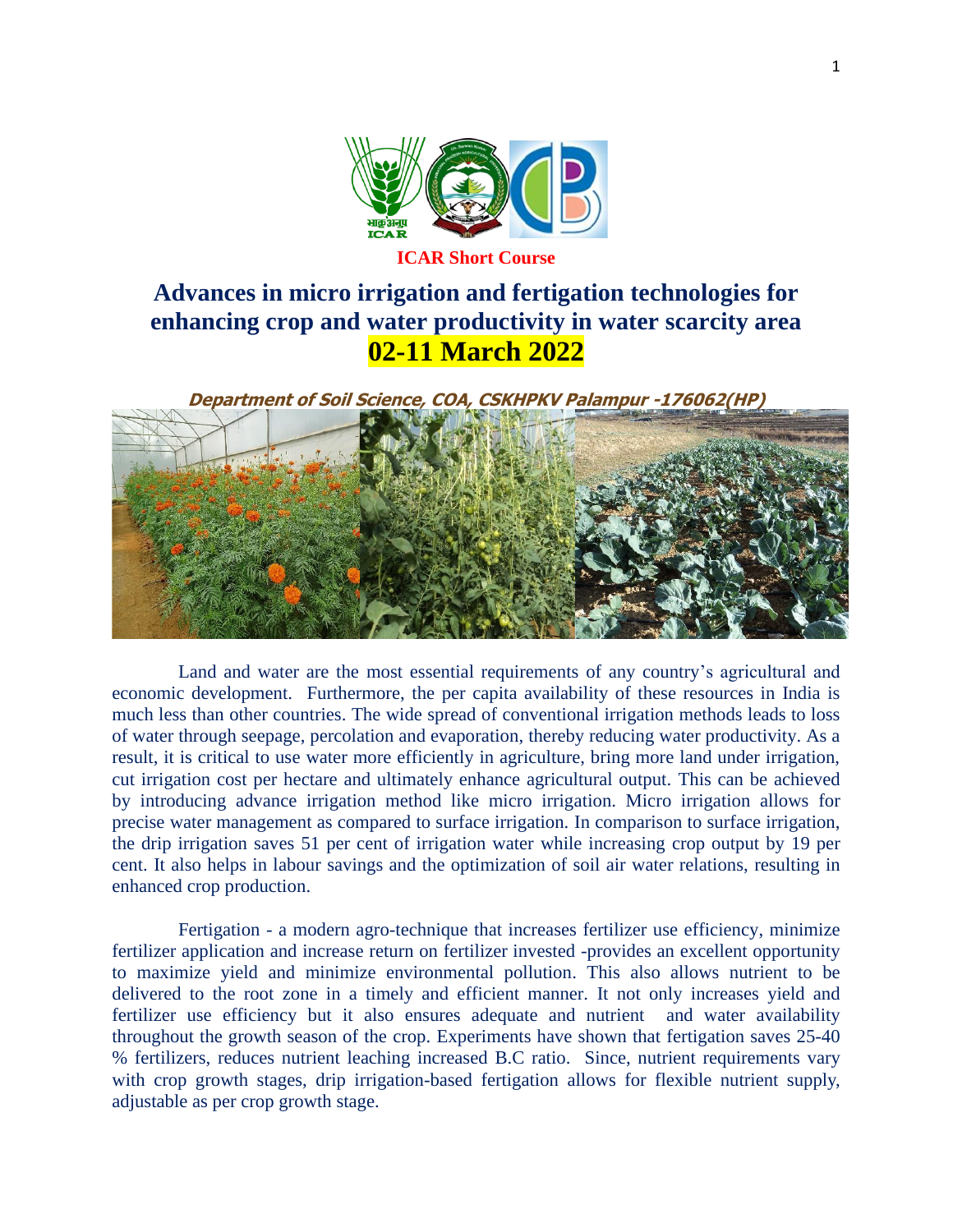**ICAR Short Course**

# Advances in micro irrigation and fertigation technologies for enhancing crop and water productivity in water scarcity area

## 02-11 March 2022

***Department of Soil Science, COA, CSKHPKV Palampur -176062(HP)***

Land and water are the most essential requirements of any country's agricultural and economic development. Furthermore, the per capita availability of these resources in India is much less than other countries. The wide spread of conventional irrigation methods leads to loss of water through seepage, percolation and evaporation, thereby reducing water productivity. As a result, it is critical to use water more efficiently in agriculture, bring more land under irrigation, cut irrigation cost per hectare and ultimately enhance agricultural output. This can be achieved by introducing advance irrigation method like micro irrigation. Micro irrigation allows for precise water management as compared to surface irrigation. In comparison to surface irrigation, the drip irrigation saves 51 per cent of irrigation water while increasing crop output by 19 per cent. It also helps in labour savings and the optimization of soil air water relations, resulting in enhanced crop production.

Fertigation - a modern agro-technique that increases fertilizer use efficiency, minimize fertilizer application and increase return on fertilizer invested -provides an excellent opportunity to maximize yield and minimize environmental pollution. This also allows nutrient to be delivered to the root zone in a timely and efficient manner. It not only increases yield and fertilizer use efficiency but it also ensures adequate and nutrient and water availability throughout the growth season of the crop. Experiments have shown that fertigation saves 25-40 % fertilizers, reduces nutrient leaching increased B.C ratio. Since, nutrient requirements vary with crop growth stages, drip irrigation-based fertigation allows for flexible nutrient supply, adjustable as per crop growth stage.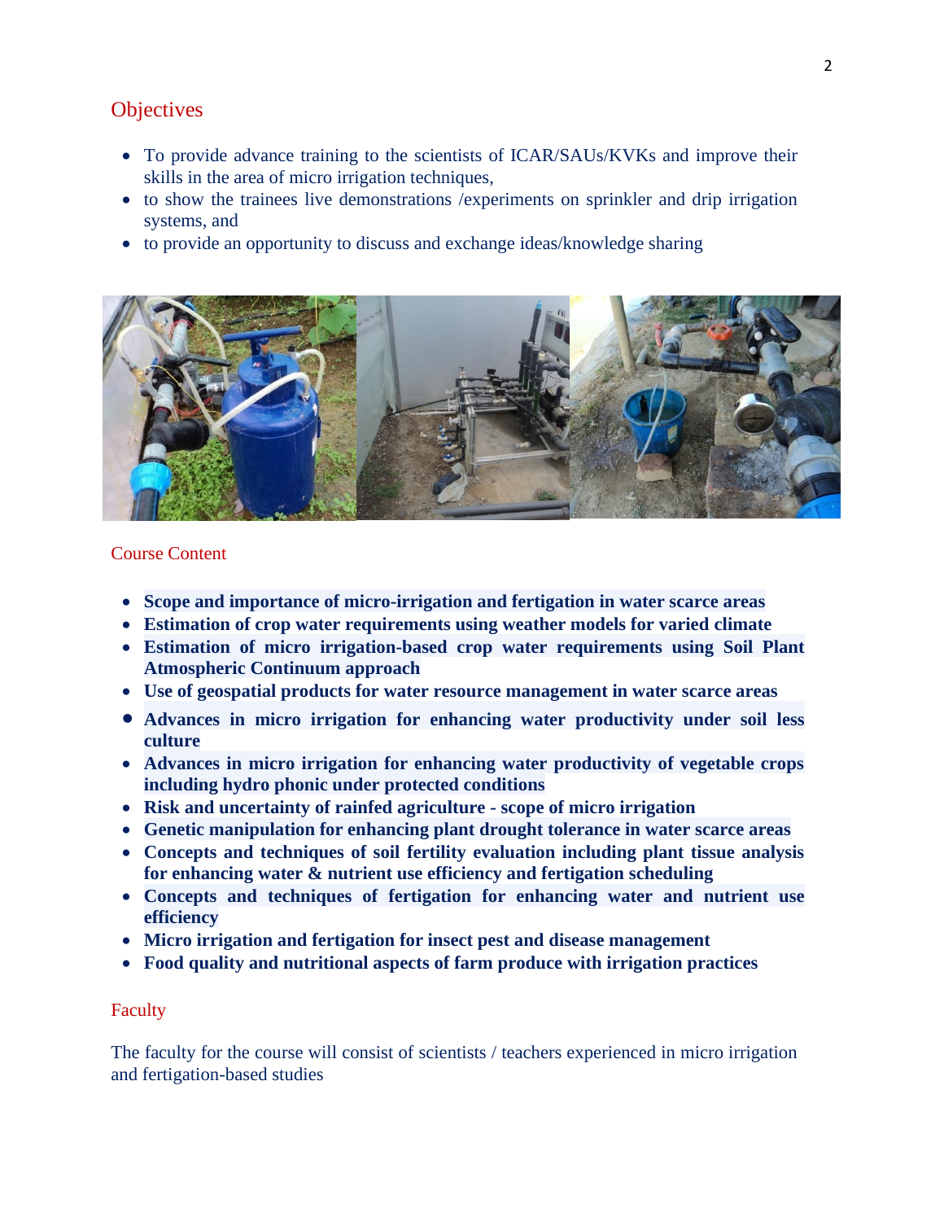## Objectives

- To provide advance training to the scientists of ICAR/SAUs/KVKs and improve their skills in the area of micro irrigation techniques,
- to show the trainees live demonstrations /experiments on sprinkler and drip irrigation systems, and
- to provide an opportunity to discuss and exchange ideas/knowledge sharing

## Course Content

- **Scope and importance of micro-irrigation and fertigation in water scarce areas**
- **Estimation of crop water requirements using weather models for varied climate**
- **Estimation of micro irrigation-based crop water requirements using Soil Plant Atmospheric Continuum approach**
- **Use of geospatial products for water resource management in water scarce areas**
- **Advances in micro irrigation for enhancing water productivity under soil less culture**
- **Advances in micro irrigation for enhancing water productivity of vegetable crops including hydro phonic under protected conditions**
- **Risk and uncertainty of rainfed agriculture - scope of micro irrigation**
- **Genetic manipulation for enhancing plant drought tolerance in water scarce areas**
- **Concepts and techniques of soil fertility evaluation including plant tissue analysis for enhancing water & nutrient use efficiency and fertigation scheduling**
- **Concepts and techniques of fertigation for enhancing water and nutrient use efficiency**
- **Micro irrigation and fertigation for insect pest and disease management**
- **Food quality and nutritional aspects of farm produce with irrigation practices**

## Faculty

The faculty for the course will consist of scientists / teachers experienced in micro irrigation and fertigation-based studies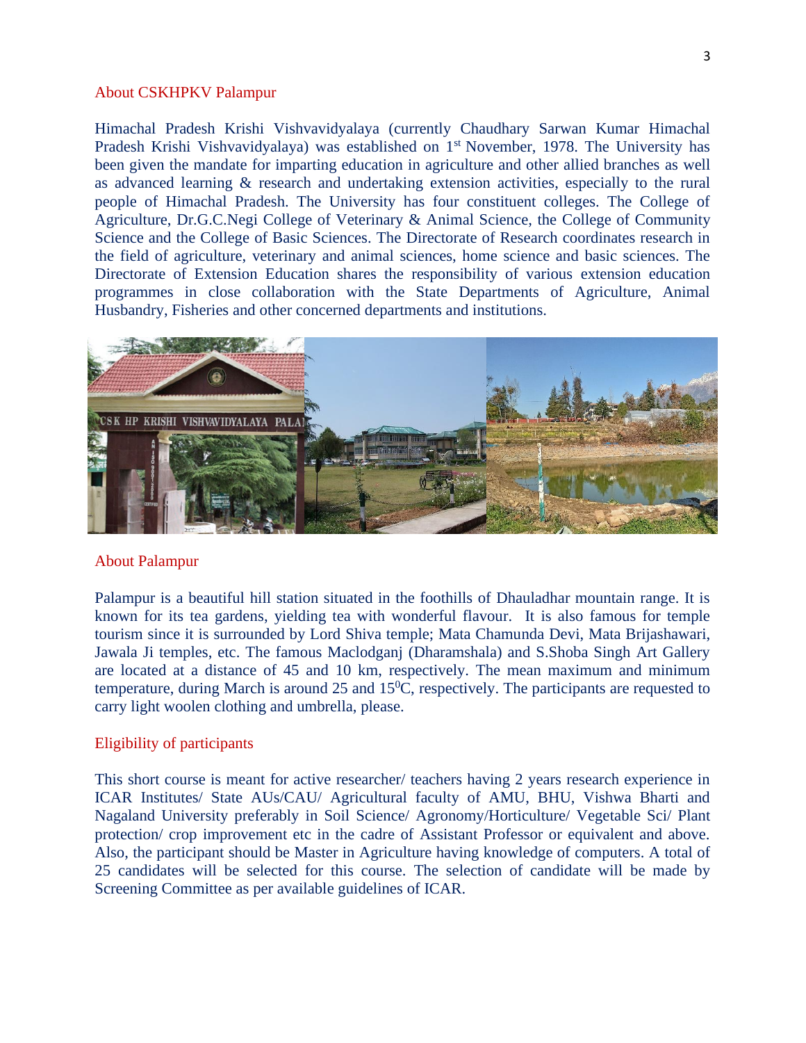## About CSKHPKV Palampur

Himachal Pradesh Krishi Vishvavidyalaya (currently Chaudhary Sarwan Kumar Himachal Pradesh Krishi Vishvavidyalaya) was established on 1st November, 1978. The University has been given the mandate for imparting education in agriculture and other allied branches as well as advanced learning & research and undertaking extension activities, especially to the rural people of Himachal Pradesh. The University has four constituent colleges. The College of Agriculture, Dr.G.C.Negi College of Veterinary & Animal Science, the College of Community Science and the College of Basic Sciences. The Directorate of Research coordinates research in the field of agriculture, veterinary and animal sciences, home science and basic sciences. The Directorate of Extension Education shares the responsibility of various extension education programmes in close collaboration with the State Departments of Agriculture, Animal Husbandry, Fisheries and other concerned departments and institutions.

## About Palampur

Palampur is a beautiful hill station situated in the foothills of Dhauladhar mountain range. It is known for its tea gardens, yielding tea with wonderful flavour. It is also famous for temple tourism since it is surrounded by Lord Shiva temple; Mata Chamunda Devi, Mata Brijashawari, Jawala Ji temples, etc. The famous Maclodganj (Dharamshala) and S.Shoba Singh Art Gallery are located at a distance of 45 and 10 km, respectively. The mean maximum and minimum temperature, during March is around 25 and 15$^{0}$C, respectively. The participants are requested to carry light woolen clothing and umbrella, please.

## Eligibility of participants

This short course is meant for active researcher/ teachers having 2 years research experience in ICAR Institutes/ State AUs/CAU/ Agricultural faculty of AMU, BHU, Vishwa Bharti and Nagaland University preferably in Soil Science/ Agronomy/Horticulture/ Vegetable Sci/ Plant protection/ crop improvement etc in the cadre of Assistant Professor or equivalent and above. Also, the participant should be Master in Agriculture having knowledge of computers. A total of 25 candidates will be selected for this course. The selection of candidate will be made by Screening Committee as per available guidelines of ICAR.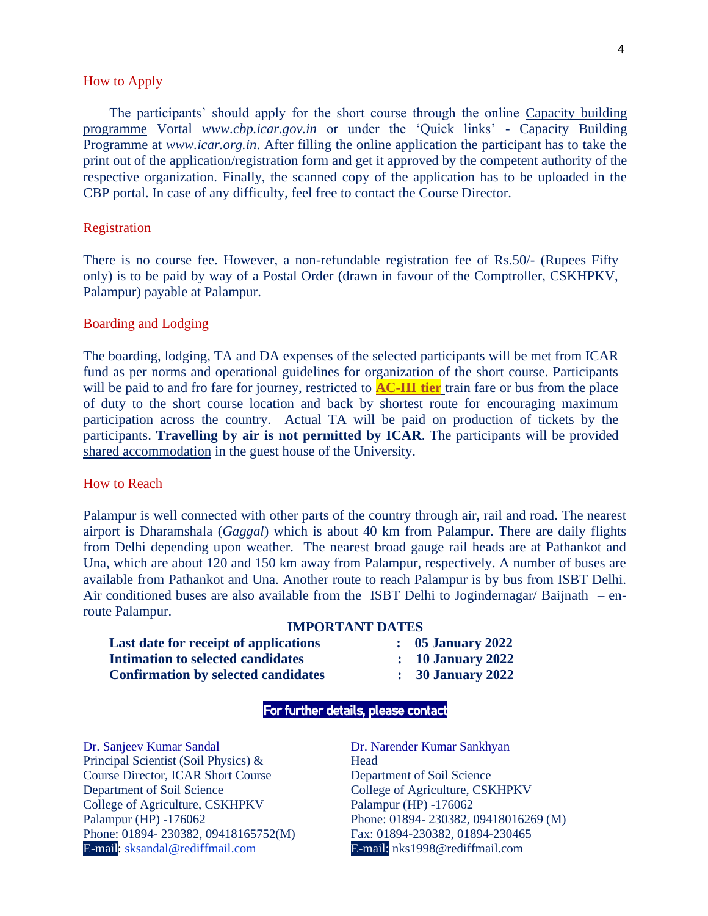## How to Apply

The participants' should apply for the short course through the online Capacity building programme Vortal *www.cbp.icar.gov.in* or under the 'Quick links' - Capacity Building Programme at *www.icar.org.in*. After filling the online application the participant has to take the print out of the application/registration form and get it approved by the competent authority of the respective organization. Finally, the scanned copy of the application has to be uploaded in the CBP portal. In case of any difficulty, feel free to contact the Course Director.

## Registration

There is no course fee. However, a non-refundable registration fee of Rs.50/- (Rupees Fifty only) is to be paid by way of a Postal Order (drawn in favour of the Comptroller, CSKHPKV, Palampur) payable at Palampur.

## Boarding and Lodging

The boarding, lodging, TA and DA expenses of the selected participants will be met from ICAR fund as per norms and operational guidelines for organization of the short course. Participants will be paid to and fro fare for journey, restricted to **AC-III tier** train fare or bus from the place of duty to the short course location and back by shortest route for encouraging maximum participation across the country. Actual TA will be paid on production of tickets by the participants. **Travelling by air is not permitted by ICAR**. The participants will be provided shared accommodation in the guest house of the University.

## How to Reach

Palampur is well connected with other parts of the country through air, rail and road. The nearest airport is Dharamshala (*Gaggal*) which is about 40 km from Palampur. There are daily flights from Delhi depending upon weather. The nearest broad gauge rail heads are at Pathankot and Una, which are about 120 and 150 km away from Palampur, respectively. A number of buses are available from Pathankot and Una. Another route to reach Palampur is by bus from ISBT Delhi. Air conditioned buses are also available from the ISBT Delhi to Jogindernagar/ Baijnath – en-route Palampur.

**IMPORTANT DATES**

| | |
|---|---|
| **Last date for receipt of applications** | **: 05 January 2022** |
| **Intimation to selected candidates** | **: 10 January 2022** |
| **Confirmation by selected candidates** | **: 30 January 2022** |

**For further details, please contact**

Dr. Sanjeev Kumar Sandal
Principal Scientist (Soil Physics) &
Course Director, ICAR Short Course
Department of Soil Science
College of Agriculture, CSKHPKV
Palampur (HP) -176062
Phone: 01894- 230382, 09418165752(M)
E-mail: sksandal@rediffmail.com

Dr. Narender Kumar Sankhyan
Head
Department of Soil Science
College of Agriculture, CSKHPKV
Palampur (HP) -176062
Phone: 01894- 230382, 09418016269 (M)
Fax: 01894-230382, 01894-230465
E-mail: nks1998@rediffmail.com